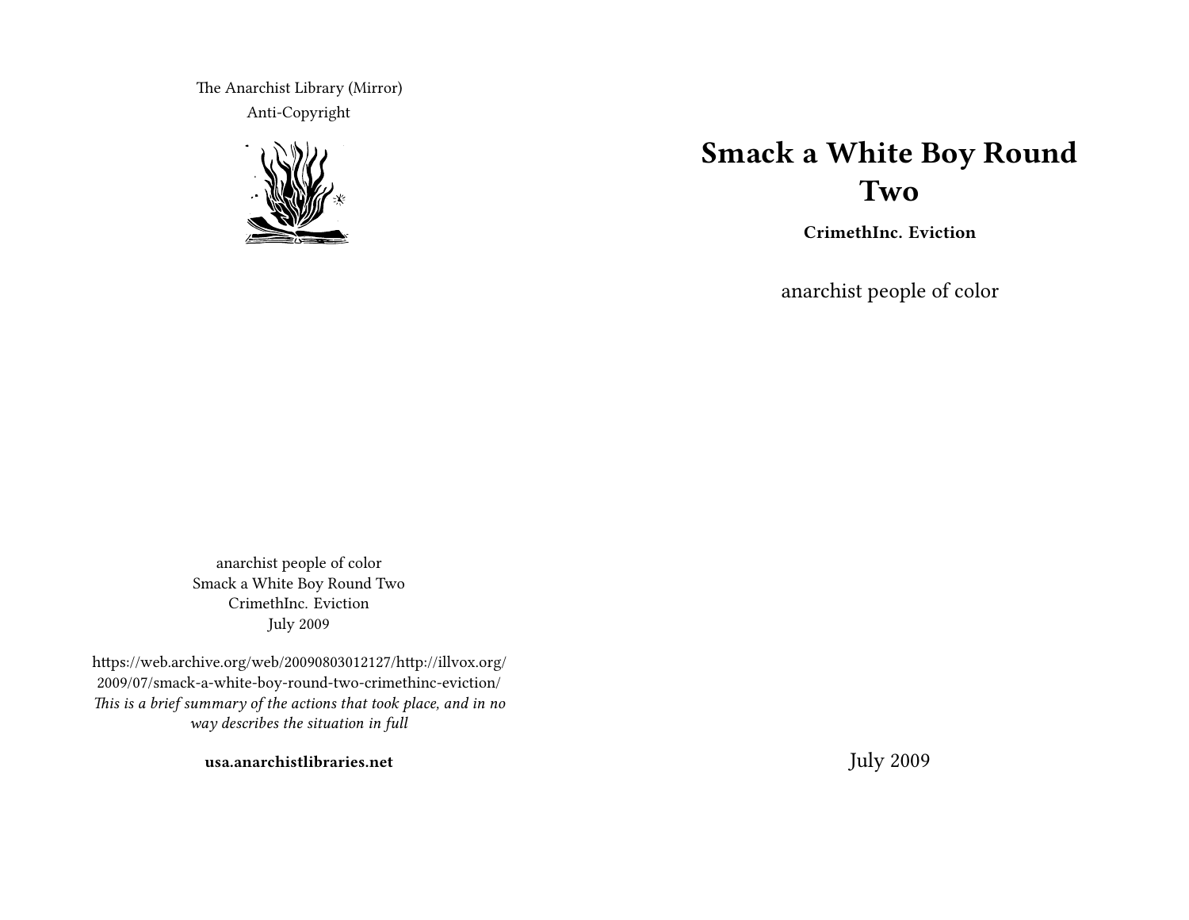# Smack a White Boy Round Two

**CrimethInc. Eviction**

anarchist people of color

July 2009

The Anarchist Library (Mirror)
Anti-Copyright

anarchist people of color
Smack a White Boy Round Two
CrimethInc. Eviction
July 2009

https://web.archive.org/web/20090803012127/http://illvox.org/2009/07/smack-a-white-boy-round-two-crimethinc-eviction/
*This is a brief summary of the actions that took place, and in no way describes the situation in full*

**usa.anarchistlibraries.net**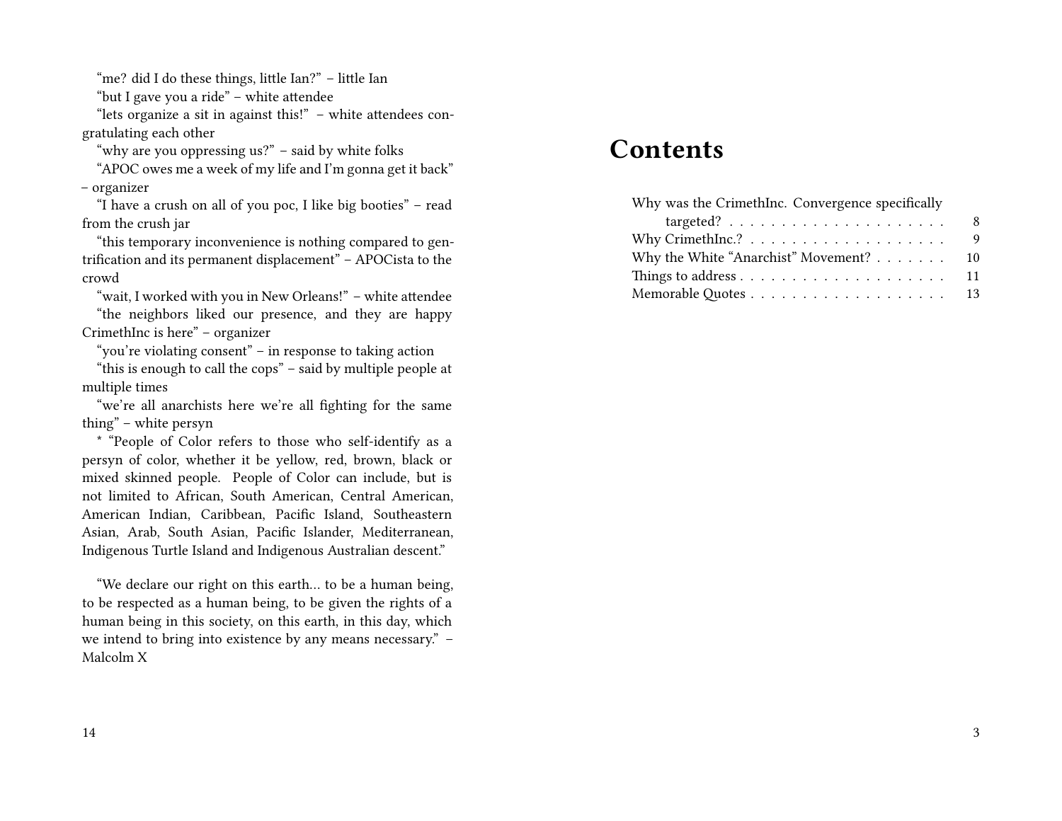"me? did I do these things, little Ian?" – little Ian

"but I gave you a ride" – white attendee

"lets organize a sit in against this!" – white attendees congratulating each other

"why are you oppressing us?" – said by white folks

"APOC owes me a week of my life and I'm gonna get it back" – organizer

"I have a crush on all of you poc, I like big booties" – read from the crush jar

"this temporary inconvenience is nothing compared to gentrification and its permanent displacement" – APOCista to the crowd

"wait, I worked with you in New Orleans!" – white attendee

"the neighbors liked our presence, and they are happy CrimethInc is here" – organizer

"you're violating consent" – in response to taking action

"this is enough to call the cops" – said by multiple people at multiple times

"we're all anarchists here we're all fighting for the same thing" – white persyn

* "People of Color refers to those who self-identify as a persyn of color, whether it be yellow, red, brown, black or mixed skinned people. People of Color can include, but is not limited to African, South American, Central American, American Indian, Caribbean, Pacific Island, Southeastern Asian, Arab, South Asian, Pacific Islander, Mediterranean, Indigenous Turtle Island and Indigenous Australian descent."

"We declare our right on this earth... to be a human being, to be respected as a human being, to be given the rights of a human being in this society, on this earth, in this day, which we intend to bring into existence by any means necessary." – Malcolm X

# Contents

- Why was the CrimethInc. Convergence specifically targeted? . . . . 8
- Why CrimethInc.? . . . . 9
- Why the White "Anarchist" Movement? . . . . 10
- Things to address . . . . 11
- Memorable Quotes . . . . 13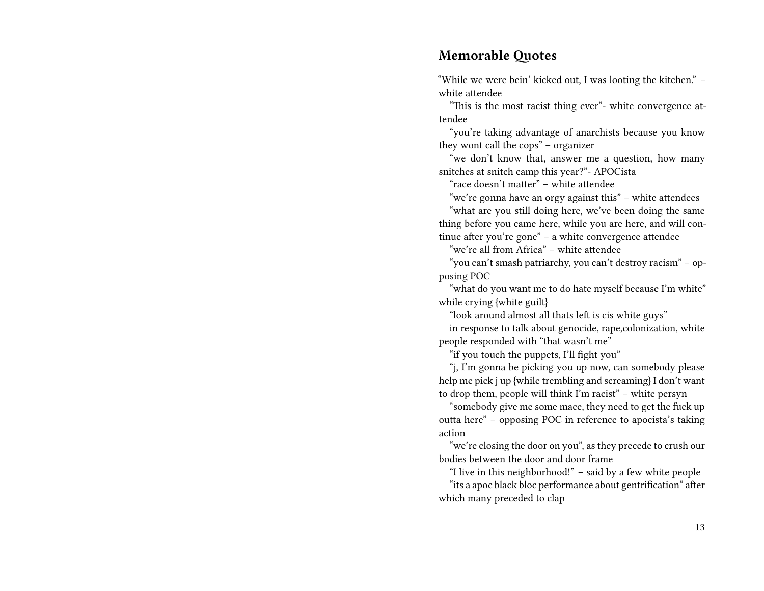## Memorable Quotes

"While we were bein' kicked out, I was looting the kitchen." – white attendee

"This is the most racist thing ever"- white convergence attendee

"you're taking advantage of anarchists because you know they wont call the cops" – organizer

"we don't know that, answer me a question, how many snitches at snitch camp this year?"- APOCista

"race doesn't matter" – white attendee

"we're gonna have an orgy against this" – white attendees

"what are you still doing here, we've been doing the same thing before you came here, while you are here, and will continue after you're gone" – a white convergence attendee

"we're all from Africa" – white attendee

"you can't smash patriarchy, you can't destroy racism" – opposing POC

"what do you want me to do hate myself because I'm white" while crying {white guilt}

"look around almost all thats left is cis white guys"

in response to talk about genocide, rape,colonization, white people responded with "that wasn't me"

"if you touch the puppets, I'll fight you"

"j, I'm gonna be picking you up now, can somebody please help me pick j up {while trembling and screaming} I don't want to drop them, people will think I'm racist" – white persyn

"somebody give me some mace, they need to get the fuck up outta here" – opposing POC in reference to apocista's taking action

"we're closing the door on you", as they precede to crush our bodies between the door and door frame

"I live in this neighborhood!" – said by a few white people

"its a apoc black bloc performance about gentrification" after which many preceded to clap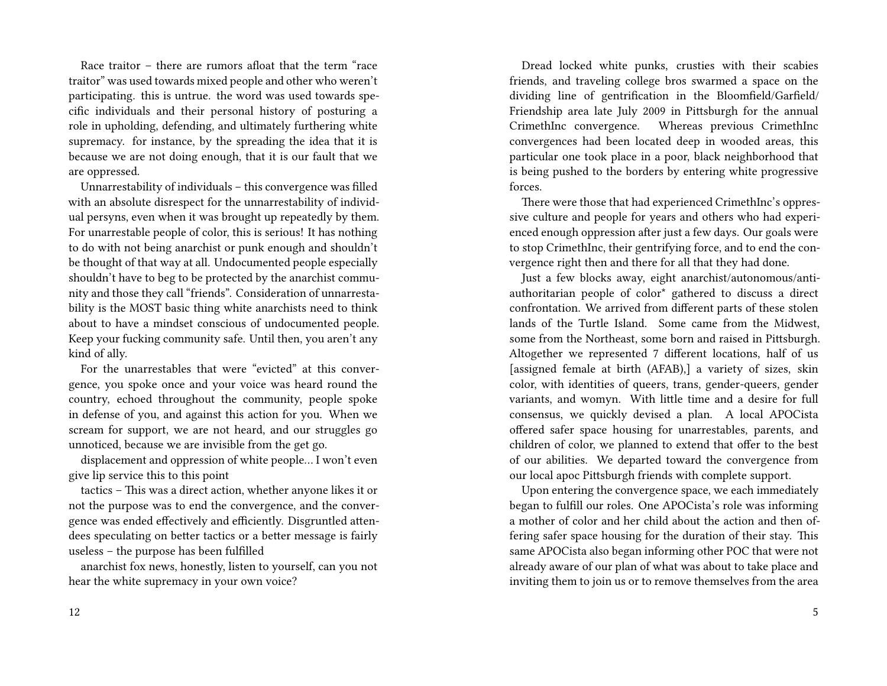Race traitor – there are rumors afloat that the term "race traitor" was used towards mixed people and other who weren't participating. this is untrue. the word was used towards specific individuals and their personal history of posturing a role in upholding, defending, and ultimately furthering white supremacy. for instance, by the spreading the idea that it is because we are not doing enough, that it is our fault that we are oppressed.

Unnarrestability of individuals – this convergence was filled with an absolute disrespect for the unnarrestability of individual persyns, even when it was brought up repeatedly by them. For unarrestable people of color, this is serious! It has nothing to do with not being anarchist or punk enough and shouldn't be thought of that way at all. Undocumented people especially shouldn't have to beg to be protected by the anarchist community and those they call "friends". Consideration of unnarrestability is the MOST basic thing white anarchists need to think about to have a mindset conscious of undocumented people. Keep your fucking community safe. Until then, you aren't any kind of ally.

For the unarrestables that were "evicted" at this convergence, you spoke once and your voice was heard round the country, echoed throughout the community, people spoke in defense of you, and against this action for you. When we scream for support, we are not heard, and our struggles go unnoticed, because we are invisible from the get go.

displacement and oppression of white people… I won't even give lip service this to this point

tactics – This was a direct action, whether anyone likes it or not the purpose was to end the convergence, and the convergence was ended effectively and efficiently. Disgruntled attendees speculating on better tactics or a better message is fairly useless – the purpose has been fulfilled

anarchist fox news, honestly, listen to yourself, can you not hear the white supremacy in your own voice?

Dread locked white punks, crusties with their scabies friends, and traveling college bros swarmed a space on the dividing line of gentrification in the Bloomfield/Garfield/Friendship area late July 2009 in Pittsburgh for the annual CrimethInc convergence. Whereas previous CrimethInc convergences had been located deep in wooded areas, this particular one took place in a poor, black neighborhood that is being pushed to the borders by entering white progressive forces.

There were those that had experienced CrimethInc's oppressive culture and people for years and others who had experienced enough oppression after just a few days. Our goals were to stop CrimethInc, their gentrifying force, and to end the convergence right then and there for all that they had done.

Just a few blocks away, eight anarchist/autonomous/anti-authoritarian people of color* gathered to discuss a direct confrontation. We arrived from different parts of these stolen lands of the Turtle Island. Some came from the Midwest, some from the Northeast, some born and raised in Pittsburgh. Altogether we represented 7 different locations, half of us [assigned female at birth (AFAB),] a variety of sizes, skin color, with identities of queers, trans, gender-queers, gender variants, and womyn. With little time and a desire for full consensus, we quickly devised a plan. A local APOCista offered safer space housing for unarrestables, parents, and children of color, we planned to extend that offer to the best of our abilities. We departed toward the convergence from our local apoc Pittsburgh friends with complete support.

Upon entering the convergence space, we each immediately began to fulfill our roles. One APOCista's role was informing a mother of color and her child about the action and then offering safer space housing for the duration of their stay. This same APOCista also began informing other POC that were not already aware of our plan of what was about to take place and inviting them to join us or to remove themselves from the area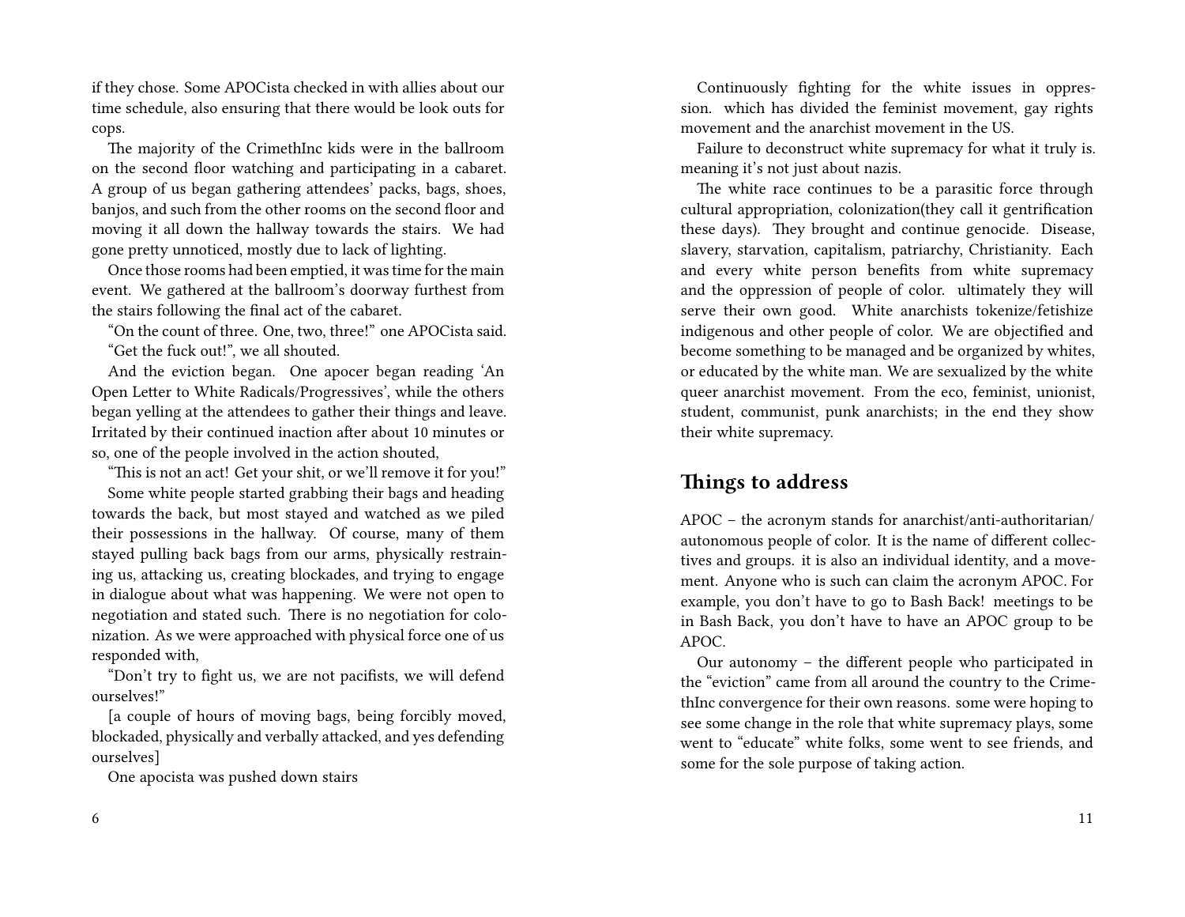if they chose. Some APOCista checked in with allies about our time schedule, also ensuring that there would be look outs for cops.

The majority of the CrimethInc kids were in the ballroom on the second floor watching and participating in a cabaret. A group of us began gathering attendees' packs, bags, shoes, banjos, and such from the other rooms on the second floor and moving it all down the hallway towards the stairs. We had gone pretty unnoticed, mostly due to lack of lighting.

Once those rooms had been emptied, it was time for the main event. We gathered at the ballroom's doorway furthest from the stairs following the final act of the cabaret.

"On the count of three. One, two, three!" one APOCista said.

"Get the fuck out!", we all shouted.

And the eviction began. One apocer began reading 'An Open Letter to White Radicals/Progressives', while the others began yelling at the attendees to gather their things and leave. Irritated by their continued inaction after about 10 minutes or so, one of the people involved in the action shouted,

"This is not an act! Get your shit, or we'll remove it for you!"

Some white people started grabbing their bags and heading towards the back, but most stayed and watched as we piled their possessions in the hallway. Of course, many of them stayed pulling back bags from our arms, physically restraining us, attacking us, creating blockades, and trying to engage in dialogue about what was happening. We were not open to negotiation and stated such. There is no negotiation for colonization. As we were approached with physical force one of us responded with,

"Don't try to fight us, we are not pacifists, we will defend ourselves!"

[a couple of hours of moving bags, being forcibly moved, blockaded, physically and verbally attacked, and yes defending ourselves]

One apocista was pushed down stairs

Continuously fighting for the white issues in oppression. which has divided the feminist movement, gay rights movement and the anarchist movement in the US.

Failure to deconstruct white supremacy for what it truly is. meaning it's not just about nazis.

The white race continues to be a parasitic force through cultural appropriation, colonization(they call it gentrification these days). They brought and continue genocide. Disease, slavery, starvation, capitalism, patriarchy, Christianity. Each and every white person benefits from white supremacy and the oppression of people of color. ultimately they will serve their own good. White anarchists tokenize/fetishize indigenous and other people of color. We are objectified and become something to be managed and be organized by whites, or educated by the white man. We are sexualized by the white queer anarchist movement. From the eco, feminist, unionist, student, communist, punk anarchists; in the end they show their white supremacy.

## Things to address

APOC – the acronym stands for anarchist/anti-authoritarian/ autonomous people of color. It is the name of different collectives and groups. it is also an individual identity, and a movement. Anyone who is such can claim the acronym APOC. For example, you don't have to go to Bash Back! meetings to be in Bash Back, you don't have to have an APOC group to be APOC.

Our autonomy – the different people who participated in the "eviction" came from all around the country to the CrimethInc convergence for their own reasons. some were hoping to see some change in the role that white supremacy plays, some went to "educate" white folks, some went to see friends, and some for the sole purpose of taking action.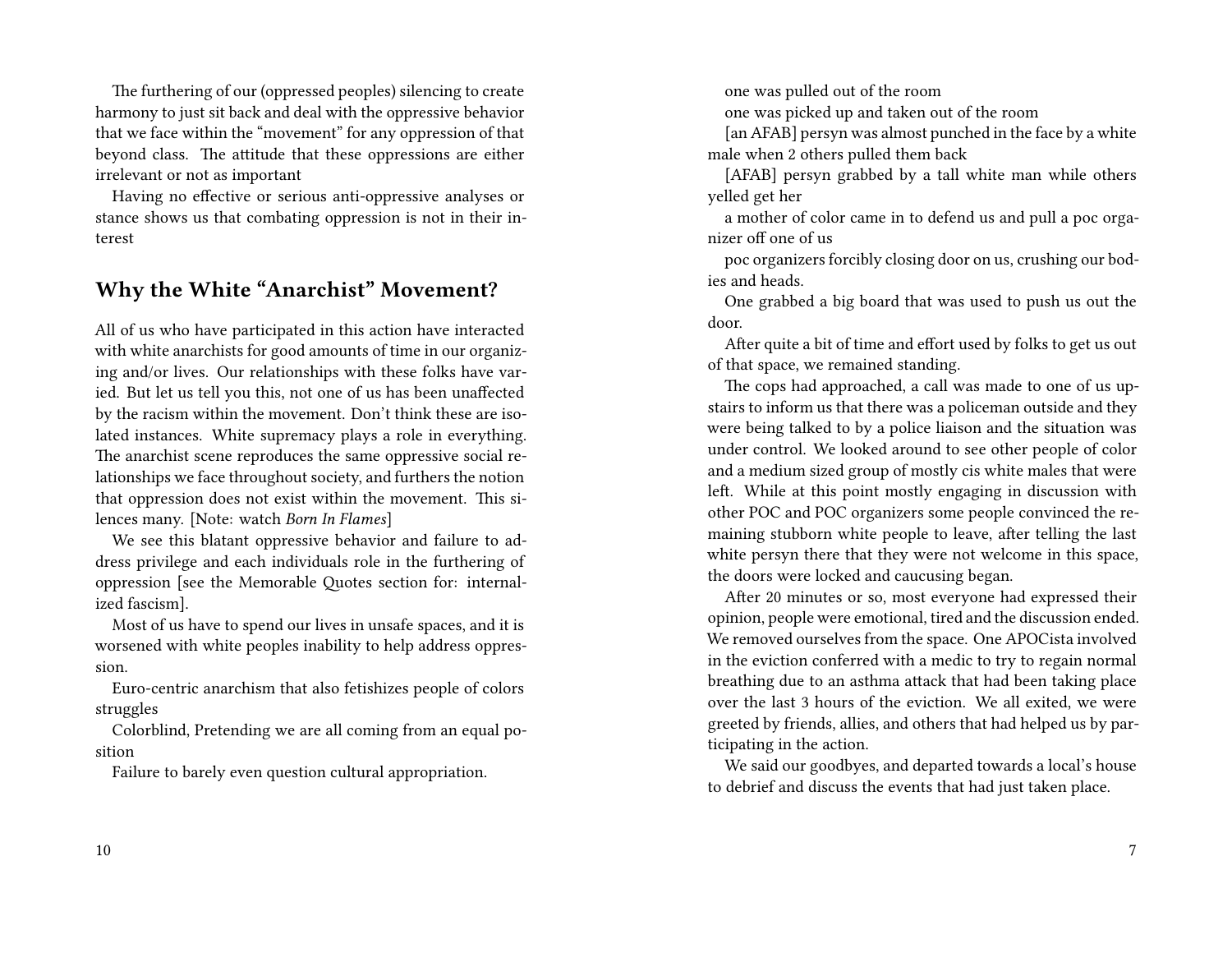The furthering of our (oppressed peoples) silencing to create harmony to just sit back and deal with the oppressive behavior that we face within the "movement" for any oppression of that beyond class. The attitude that these oppressions are either irrelevant or not as important

Having no effective or serious anti-oppressive analyses or stance shows us that combating oppression is not in their interest

## Why the White "Anarchist" Movement?

All of us who have participated in this action have interacted with white anarchists for good amounts of time in our organizing and/or lives. Our relationships with these folks have varied. But let us tell you this, not one of us has been unaffected by the racism within the movement. Don't think these are isolated instances. White supremacy plays a role in everything. The anarchist scene reproduces the same oppressive social relationships we face throughout society, and furthers the notion that oppression does not exist within the movement. This silences many. [Note: watch *Born In Flames*]

We see this blatant oppressive behavior and failure to address privilege and each individuals role in the furthering of oppression [see the Memorable Quotes section for: internalized fascism].

Most of us have to spend our lives in unsafe spaces, and it is worsened with white peoples inability to help address oppression.

Euro-centric anarchism that also fetishizes people of colors struggles

Colorblind, Pretending we are all coming from an equal position

Failure to barely even question cultural appropriation.

one was pulled out of the room

one was picked up and taken out of the room

[an AFAB] persyn was almost punched in the face by a white male when 2 others pulled them back

[AFAB] persyn grabbed by a tall white man while others yelled get her

a mother of color came in to defend us and pull a poc organizer off one of us

poc organizers forcibly closing door on us, crushing our bodies and heads.

One grabbed a big board that was used to push us out the door.

After quite a bit of time and effort used by folks to get us out of that space, we remained standing.

The cops had approached, a call was made to one of us upstairs to inform us that there was a policeman outside and they were being talked to by a police liaison and the situation was under control. We looked around to see other people of color and a medium sized group of mostly cis white males that were left. While at this point mostly engaging in discussion with other POC and POC organizers some people convinced the remaining stubborn white people to leave, after telling the last white persyn there that they were not welcome in this space, the doors were locked and caucusing began.

After 20 minutes or so, most everyone had expressed their opinion, people were emotional, tired and the discussion ended. We removed ourselves from the space. One APOCista involved in the eviction conferred with a medic to try to regain normal breathing due to an asthma attack that had been taking place over the last 3 hours of the eviction. We all exited, we were greeted by friends, allies, and others that had helped us by participating in the action.

We said our goodbyes, and departed towards a local's house to debrief and discuss the events that had just taken place.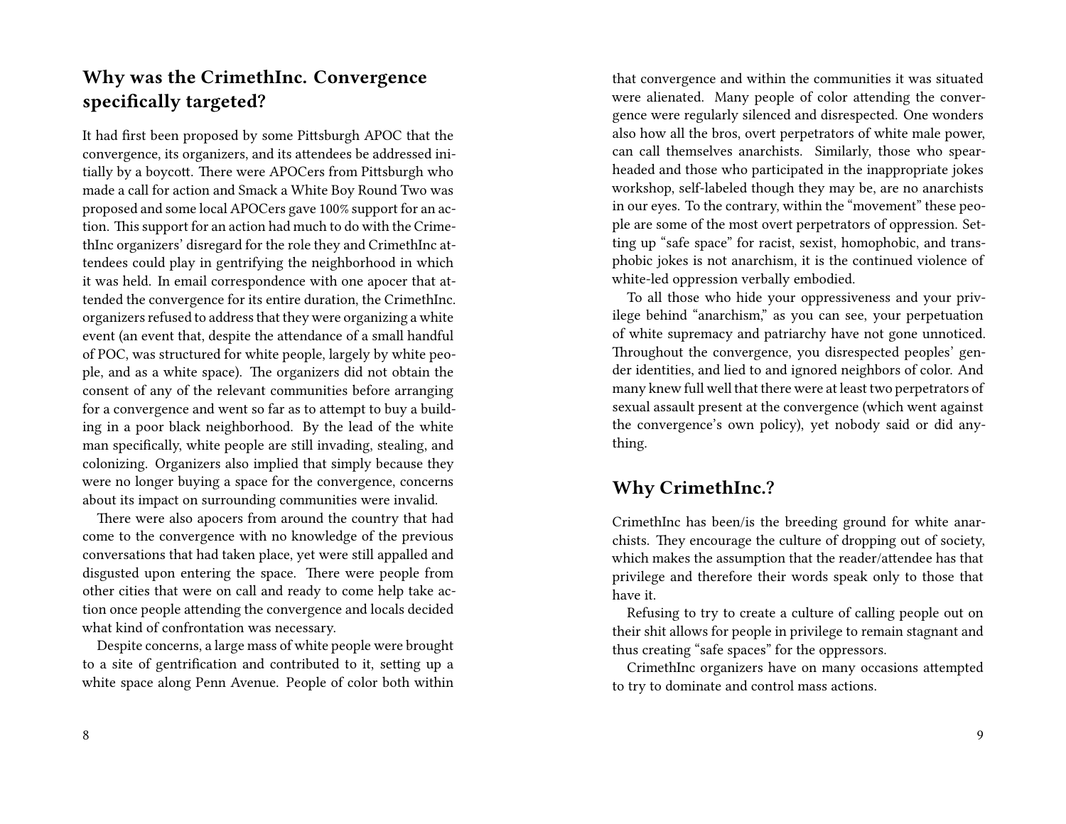## Why was the CrimethInc. Convergence specifically targeted?

It had first been proposed by some Pittsburgh APOC that the convergence, its organizers, and its attendees be addressed initially by a boycott. There were APOCers from Pittsburgh who made a call for action and Smack a White Boy Round Two was proposed and some local APOCers gave 100% support for an action. This support for an action had much to do with the CrimethInc organizers' disregard for the role they and CrimethInc attendees could play in gentrifying the neighborhood in which it was held. In email correspondence with one apocer that attended the convergence for its entire duration, the CrimethInc. organizers refused to address that they were organizing a white event (an event that, despite the attendance of a small handful of POC, was structured for white people, largely by white people, and as a white space). The organizers did not obtain the consent of any of the relevant communities before arranging for a convergence and went so far as to attempt to buy a building in a poor black neighborhood. By the lead of the white man specifically, white people are still invading, stealing, and colonizing. Organizers also implied that simply because they were no longer buying a space for the convergence, concerns about its impact on surrounding communities were invalid.

There were also apocers from around the country that had come to the convergence with no knowledge of the previous conversations that had taken place, yet were still appalled and disgusted upon entering the space. There were people from other cities that were on call and ready to come help take action once people attending the convergence and locals decided what kind of confrontation was necessary.

Despite concerns, a large mass of white people were brought to a site of gentrification and contributed to it, setting up a white space along Penn Avenue. People of color both within that convergence and within the communities it was situated were alienated. Many people of color attending the convergence were regularly silenced and disrespected. One wonders also how all the bros, overt perpetrators of white male power, can call themselves anarchists. Similarly, those who spearheaded and those who participated in the inappropriate jokes workshop, self-labeled though they may be, are no anarchists in our eyes. To the contrary, within the "movement" these people are some of the most overt perpetrators of oppression. Setting up "safe space" for racist, sexist, homophobic, and transphobic jokes is not anarchism, it is the continued violence of white-led oppression verbally embodied.

To all those who hide your oppressiveness and your privilege behind "anarchism," as you can see, your perpetuation of white supremacy and patriarchy have not gone unnoticed. Throughout the convergence, you disrespected peoples' gender identities, and lied to and ignored neighbors of color. And many knew full well that there were at least two perpetrators of sexual assault present at the convergence (which went against the convergence's own policy), yet nobody said or did anything.

## Why CrimethInc.?

CrimethInc has been/is the breeding ground for white anarchists. They encourage the culture of dropping out of society, which makes the assumption that the reader/attendee has that privilege and therefore their words speak only to those that have it.

Refusing to try to create a culture of calling people out on their shit allows for people in privilege to remain stagnant and thus creating "safe spaces" for the oppressors.

CrimethInc organizers have on many occasions attempted to try to dominate and control mass actions.